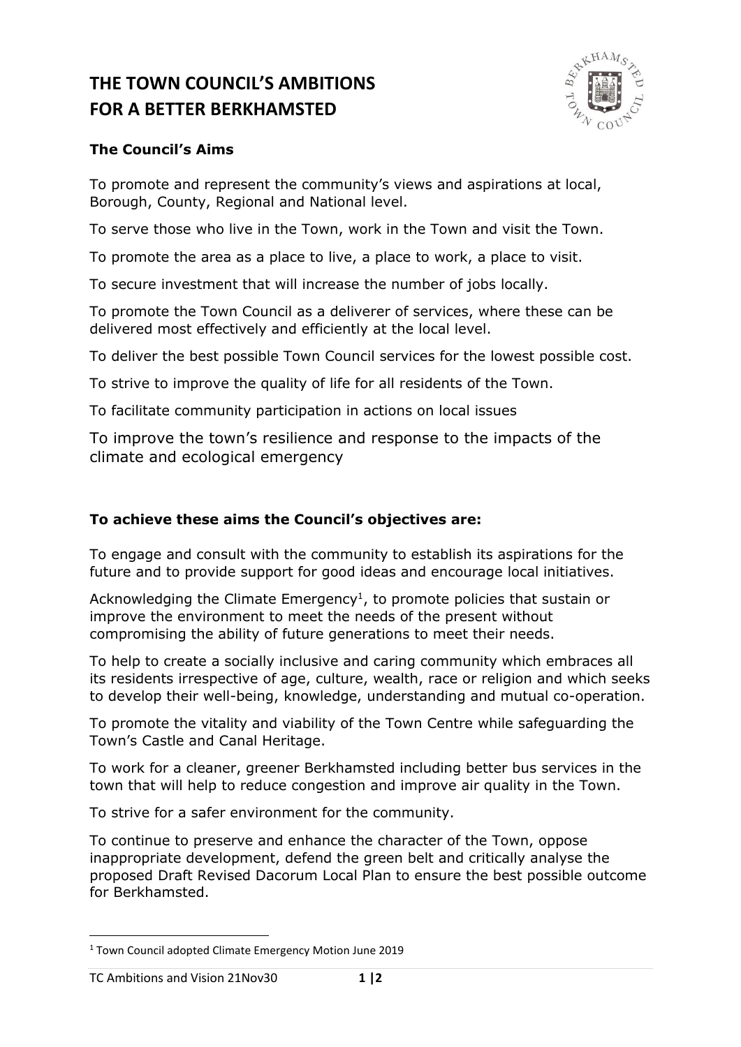# THE TOWN COUNCIL'S AMBITIONS FOR A BETTER BERKHAMSTED

### The Council's Aims

To promote and represent the community's views and aspirations at local, Borough, County, Regional and National level.

To serve those who live in the Town, work in the Town and visit the Town.

To promote the area as a place to live, a place to work, a place to visit.

To secure investment that will increase the number of jobs locally.

To promote the Town Council as a deliverer of services, where these can be delivered most effectively and efficiently at the local level.

To deliver the best possible Town Council services for the lowest possible cost.

To strive to improve the quality of life for all residents of the Town.

To facilitate community participation in actions on local issues

To improve the town's resilience and response to the impacts of the climate and ecological emergency

### To achieve these aims the Council's objectives are:

To engage and consult with the community to establish its aspirations for the future and to provide support for good ideas and encourage local initiatives.

Acknowledging the Climate Emergency[1], to promote policies that sustain or improve the environment to meet the needs of the present without compromising the ability of future generations to meet their needs.

To help to create a socially inclusive and caring community which embraces all its residents irrespective of age, culture, wealth, race or religion and which seeks to develop their well-being, knowledge, understanding and mutual co-operation.

To promote the vitality and viability of the Town Centre while safeguarding the Town's Castle and Canal Heritage.

To work for a cleaner, greener Berkhamsted including better bus services in the town that will help to reduce congestion and improve air quality in the Town.

To strive for a safer environment for the community.

To continue to preserve and enhance the character of the Town, oppose inappropriate development, defend the green belt and critically analyse the proposed Draft Revised Dacorum Local Plan to ensure the best possible outcome for Berkhamsted.

---

[1] Town Council adopted Climate Emergency Motion June 2019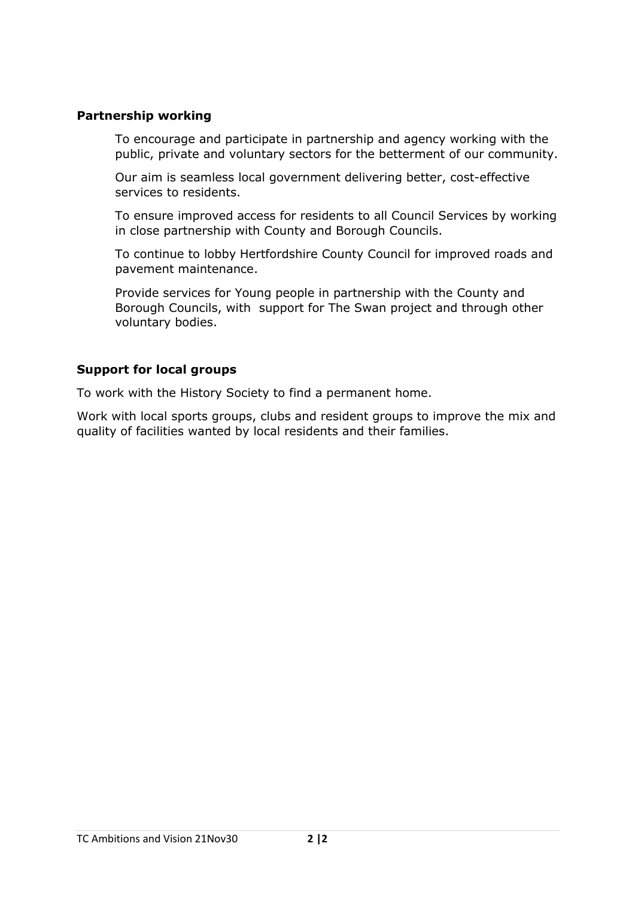**Partnership working**

To encourage and participate in partnership and agency working with the public, private and voluntary sectors for the betterment of our community.

Our aim is seamless local government delivering better, cost-effective services to residents.

To ensure improved access for residents to all Council Services by working in close partnership with County and Borough Councils.

To continue to lobby Hertfordshire County Council for improved roads and pavement maintenance.

Provide services for Young people in partnership with the County and Borough Councils, with support for The Swan project and through other voluntary bodies.

**Support for local groups**

To work with the History Society to find a permanent home.

Work with local sports groups, clubs and resident groups to improve the mix and quality of facilities wanted by local residents and their families.